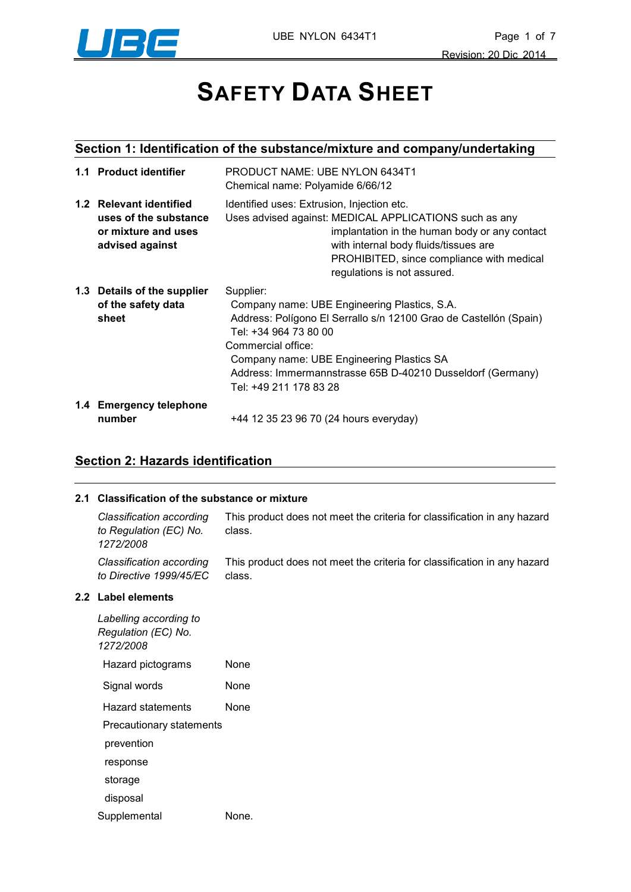# SAFETY DATA SHEET

## Section 1: Identification of the substance/mixture and company/undertaking

**1.1 Product identifier**

PRODUCT NAME: UBE NYLON 6434T1
Chemical name: Polyamide 6/66/12

**1.2 Relevant identified uses of the substance or mixture and uses advised against**

Identified uses: Extrusion, Injection etc.
Uses advised against: MEDICAL APPLICATIONS such as any implantation in the human body or any contact with internal body fluids/tissues are PROHIBITED, since compliance with medical regulations is not assured.

**1.3 Details of the supplier of the safety data sheet**

Supplier:
Company name: UBE Engineering Plastics, S.A.
Address: Polígono El Serrallo s/n 12100 Grao de Castellón (Spain)
Tel: +34 964 73 80 00

Commercial office:
Company name: UBE Engineering Plastics SA
Address: Immermannstrasse 65B D-40210 Dusseldorf (Germany)
Tel: +49 211 178 83 28

**1.4 Emergency telephone number**

+44 12 35 23 96 70 (24 hours everyday)

## Section 2: Hazards identification

**2.1 Classification of the substance or mixture**

*Classification according to Regulation (EC) No. 1272/2008*: This product does not meet the criteria for classification in any hazard class.

*Classification according to Directive 1999/45/EC*: This product does not meet the criteria for classification in any hazard class.

**2.2 Label elements**

*Labelling according to Regulation (EC) No. 1272/2008*

Hazard pictograms: None

Signal words: None

Hazard statements: None

Precautionary statements

- prevention
- response
- storage
- disposal

Supplemental: None.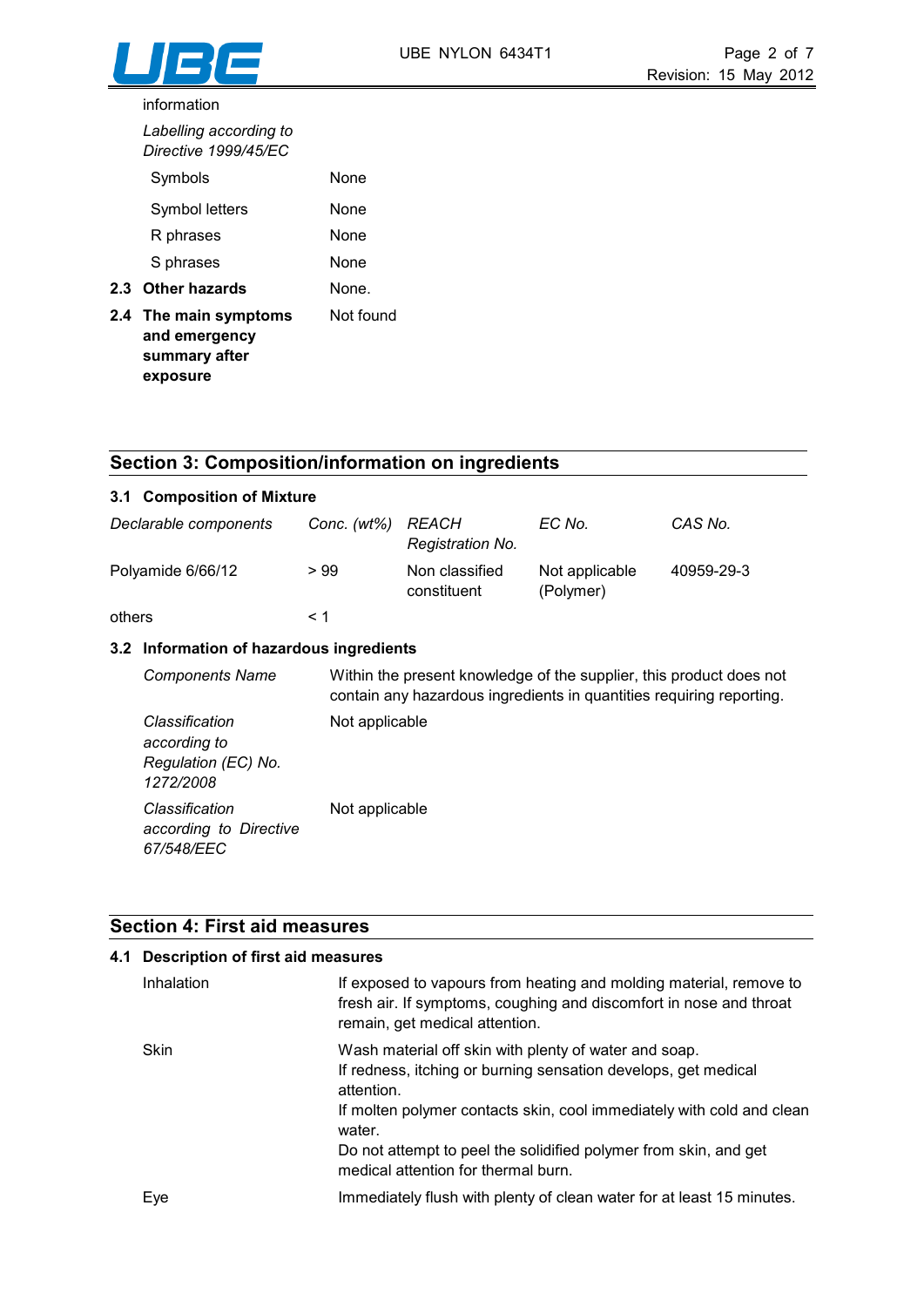information

*Labelling according to Directive 1999/45/EC*

| | |
|---|---|
| Symbols | None |
| Symbol letters | None |
| R phrases | None |
| S phrases | None |

**2.3 Other hazards** None.

**2.4 The main symptoms and emergency summary after exposure** Not found

## Section 3: Composition/information on ingredients

### 3.1 Composition of Mixture

| *Declarable components* | *Conc. (wt%)* | *REACH Registration No.* | *EC No.* | *CAS No.* |
|---|---|---|---|---|
| Polyamide 6/66/12 | > 99 | Non classified constituent | Not applicable (Polymer) | 40959-29-3 |
| others | < 1 | | | |

### 3.2 Information of hazardous ingredients

| | |
|---|---|
| *Components Name* | Within the present knowledge of the supplier, this product does not contain any hazardous ingredients in quantities requiring reporting. |
| *Classification according to Regulation (EC) No. 1272/2008* | Not applicable |
| *Classification according to Directive 67/548/EEC* | Not applicable |

## Section 4: First aid measures

### 4.1 Description of first aid measures

| | |
|---|---|
| Inhalation | If exposed to vapours from heating and molding material, remove to fresh air. If symptoms, coughing and discomfort in nose and throat remain, get medical attention. |
| Skin | Wash material off skin with plenty of water and soap.<br>If redness, itching or burning sensation develops, get medical attention.<br>If molten polymer contacts skin, cool immediately with cold and clean water.<br>Do not attempt to peel the solidified polymer from skin, and get medical attention for thermal burn. |
| Eye | Immediately flush with plenty of clean water for at least 15 minutes. |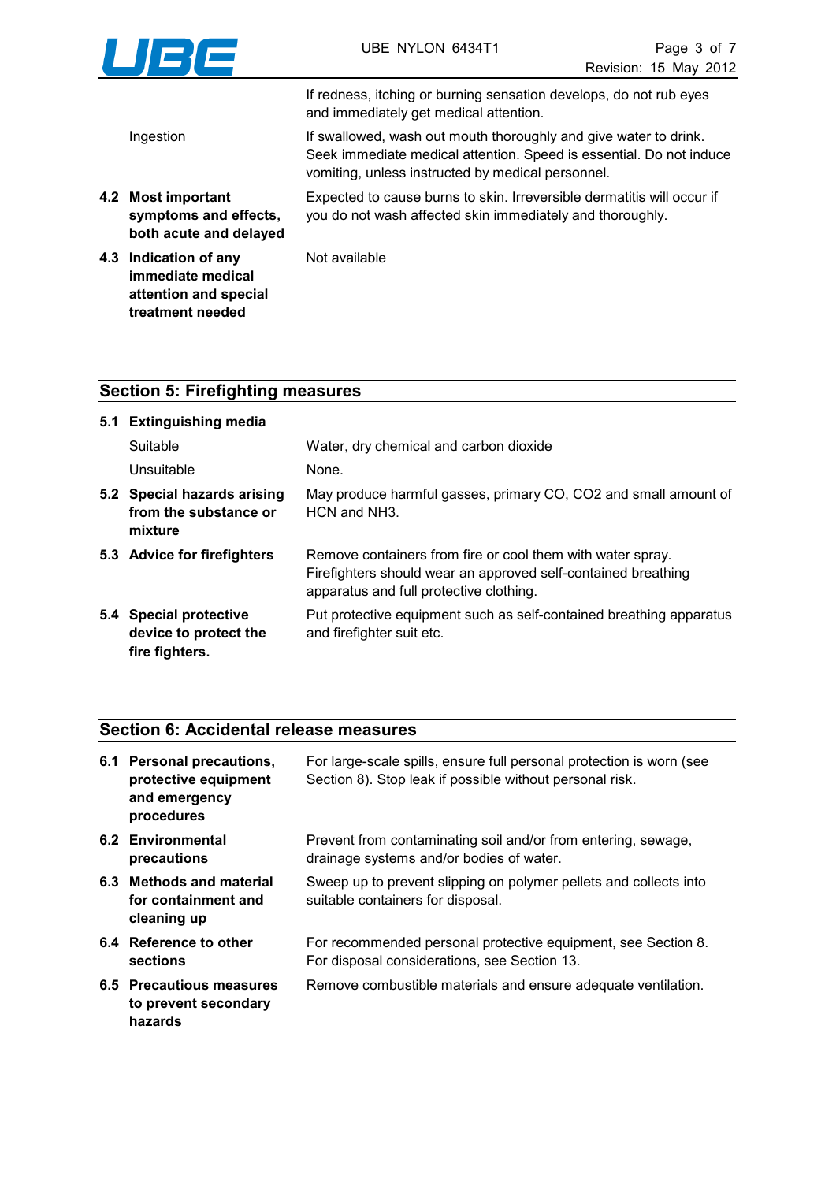If redness, itching or burning sensation develops, do not rub eyes and immediately get medical attention.

| | |
|---|---|
| Ingestion | If swallowed, wash out mouth thoroughly and give water to drink. Seek immediate medical attention. Speed is essential. Do not induce vomiting, unless instructed by medical personnel. |
| **4.2 Most important symptoms and effects, both acute and delayed** | Expected to cause burns to skin. Irreversible dermatitis will occur if you do not wash affected skin immediately and thoroughly. |
| **4.3 Indication of any immediate medical attention and special treatment needed** | Not available |

## Section 5: Firefighting measures

| | |
|---|---|
| **5.1 Extinguishing media** | |
| Suitable | Water, dry chemical and carbon dioxide |
| Unsuitable | None. |
| **5.2 Special hazards arising from the substance or mixture** | May produce harmful gasses, primary CO, $CO_2$ and small amount of HCN and $NH_3$. |
| **5.3 Advice for firefighters** | Remove containers from fire or cool them with water spray. Firefighters should wear an approved self-contained breathing apparatus and full protective clothing. |
| **5.4 Special protective device to protect the fire fighters.** | Put protective equipment such as self-contained breathing apparatus and firefighter suit etc. |

## Section 6: Accidental release measures

| | |
|---|---|
| **6.1 Personal precautions, protective equipment and emergency procedures** | For large-scale spills, ensure full personal protection is worn (see Section 8). Stop leak if possible without personal risk. |
| **6.2 Environmental precautions** | Prevent from contaminating soil and/or from entering, sewage, drainage systems and/or bodies of water. |
| **6.3 Methods and material for containment and cleaning up** | Sweep up to prevent slipping on polymer pellets and collects into suitable containers for disposal. |
| **6.4 Reference to other sections** | For recommended personal protective equipment, see Section 8. For disposal considerations, see Section 13. |
| **6.5 Precautious measures to prevent secondary hazards** | Remove combustible materials and ensure adequate ventilation. |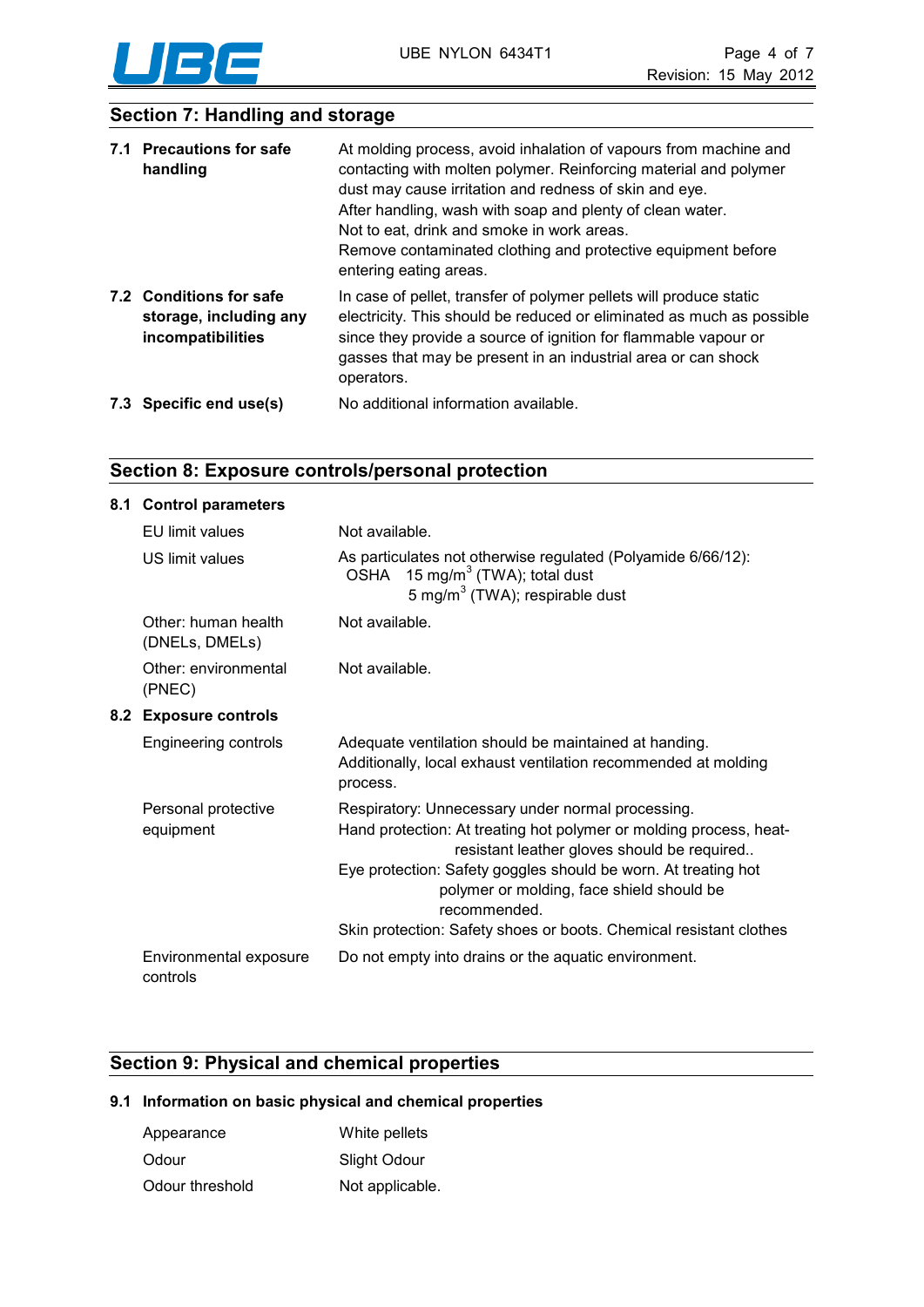## Section 7: Handling and storage

| | |
|---|---|
| **7.1 Precautions for safe handling** | At molding process, avoid inhalation of vapours from machine and contacting with molten polymer. Reinforcing material and polymer dust may cause irritation and redness of skin and eye.<br>After handling, wash with soap and plenty of clean water.<br>Not to eat, drink and smoke in work areas.<br>Remove contaminated clothing and protective equipment before entering eating areas. |
| **7.2 Conditions for safe storage, including any incompatibilities** | In case of pellet, transfer of polymer pellets will produce static electricity. This should be reduced or eliminated as much as possible since they provide a source of ignition for flammable vapour or gasses that may be present in an industrial area or can shock operators. |
| **7.3 Specific end use(s)** | No additional information available. |

## Section 8: Exposure controls/personal protection

**8.1 Control parameters**

| | |
|---|---|
| EU limit values | Not available. |
| US limit values | As particulates not otherwise regulated (Polyamide 6/66/12):<br>OSHA 15 mg/m$^3$ (TWA); total dust<br>5 mg/m$^3$ (TWA); respirable dust |
| Other: human health (DNELs, DMELs) | Not available. |
| Other: environmental (PNEC) | Not available. |

**8.2 Exposure controls**

| | |
|---|---|
| Engineering controls | Adequate ventilation should be maintained at handing.<br>Additionally, local exhaust ventilation recommended at molding process. |
| Personal protective equipment | Respiratory: Unnecessary under normal processing.<br>Hand protection: At treating hot polymer or molding process, heat-resistant leather gloves should be required..<br>Eye protection: Safety goggles should be worn. At treating hot polymer or molding, face shield should be recommended.<br>Skin protection: Safety shoes or boots. Chemical resistant clothes |
| Environmental exposure controls | Do not empty into drains or the aquatic environment. |

## Section 9: Physical and chemical properties

**9.1 Information on basic physical and chemical properties**

| | |
|---|---|
| Appearance | White pellets |
| Odour | Slight Odour |
| Odour threshold | Not applicable. |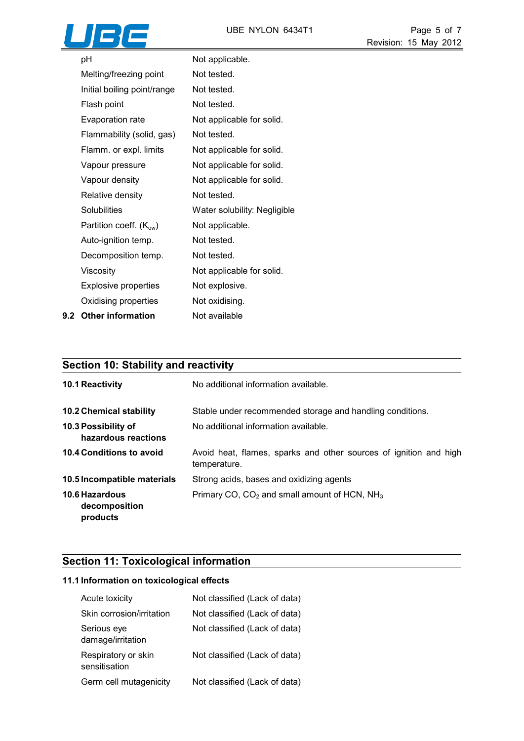| | |
|---|---|
| pH | Not applicable. |
| Melting/freezing point | Not tested. |
| Initial boiling point/range | Not tested. |
| Flash point | Not tested. |
| Evaporation rate | Not applicable for solid. |
| Flammability (solid, gas) | Not tested. |
| Flamm. or expl. limits | Not applicable for solid. |
| Vapour pressure | Not applicable for solid. |
| Vapour density | Not applicable for solid. |
| Relative density | Not tested. |
| Solubilities | Water solubility: Negligible |
| Partition coeff. ($K_{ow}$) | Not applicable. |
| Auto-ignition temp. | Not tested. |
| Decomposition temp. | Not tested. |
| Viscosity | Not applicable for solid. |
| Explosive properties | Not explosive. |
| Oxidising properties | Not oxidising. |

**9.2 Other information** Not available

## Section 10: Stability and reactivity

| | |
|---|---|
| **10.1 Reactivity** | No additional information available. |
| **10.2 Chemical stability** | Stable under recommended storage and handling conditions. |
| **10.3 Possibility of hazardous reactions** | No additional information available. |
| **10.4 Conditions to avoid** | Avoid heat, flames, sparks and other sources of ignition and high temperature. |
| **10.5 Incompatible materials** | Strong acids, bases and oxidizing agents |
| **10.6 Hazardous decomposition products** | Primary CO, $CO_2$ and small amount of HCN, $NH_3$ |

## Section 11: Toxicological information

### 11.1 Information on toxicological effects

| | |
|---|---|
| Acute toxicity | Not classified (Lack of data) |
| Skin corrosion/irritation | Not classified (Lack of data) |
| Serious eye damage/irritation | Not classified (Lack of data) |
| Respiratory or skin sensitisation | Not classified (Lack of data) |
| Germ cell mutagenicity | Not classified (Lack of data) |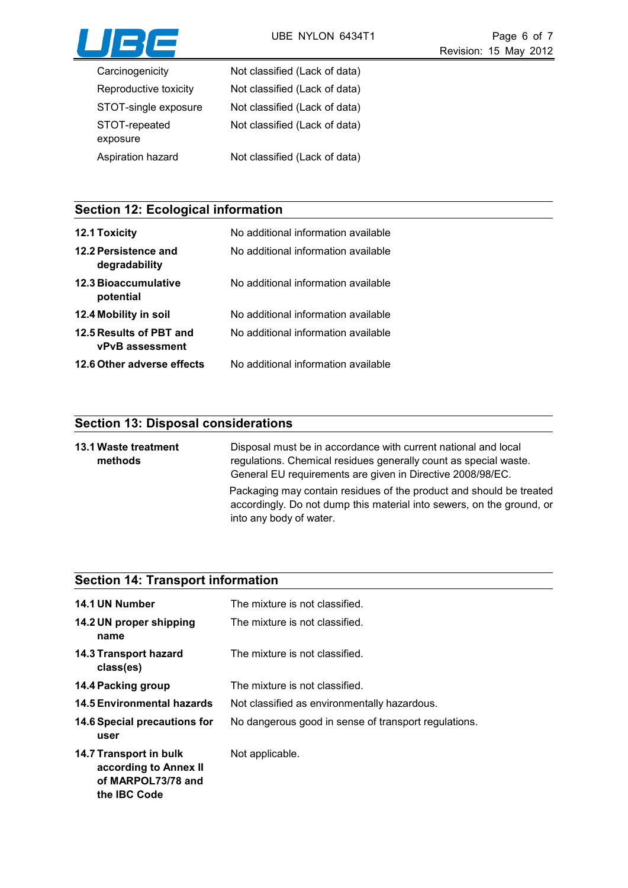| | |
|---|---|
| Carcinogenicity | Not classified (Lack of data) |
| Reproductive toxicity | Not classified (Lack of data) |
| STOT-single exposure | Not classified (Lack of data) |
| STOT-repeated exposure | Not classified (Lack of data) |
| Aspiration hazard | Not classified (Lack of data) |

## Section 12: Ecological information

| | |
|---|---|
| **12.1 Toxicity** | No additional information available |
| **12.2 Persistence and degradability** | No additional information available |
| **12.3 Bioaccumulative potential** | No additional information available |
| **12.4 Mobility in soil** | No additional information available |
| **12.5 Results of PBT and vPvB assessment** | No additional information available |
| **12.6 Other adverse effects** | No additional information available |

## Section 13: Disposal considerations

**13.1 Waste treatment methods**

Disposal must be in accordance with current national and local regulations. Chemical residues generally count as special waste. General EU requirements are given in Directive 2008/98/EC.

Packaging may contain residues of the product and should be treated accordingly. Do not dump this material into sewers, on the ground, or into any body of water.

## Section 14: Transport information

| | |
|---|---|
| **14.1 UN Number** | The mixture is not classified. |
| **14.2 UN proper shipping name** | The mixture is not classified. |
| **14.3 Transport hazard class(es)** | The mixture is not classified. |
| **14.4 Packing group** | The mixture is not classified. |
| **14.5 Environmental hazards** | Not classified as environmentally hazardous. |
| **14.6 Special precautions for user** | No dangerous good in sense of transport regulations. |
| **14.7 Transport in bulk according to Annex II of MARPOL73/78 and the IBC Code** | Not applicable. |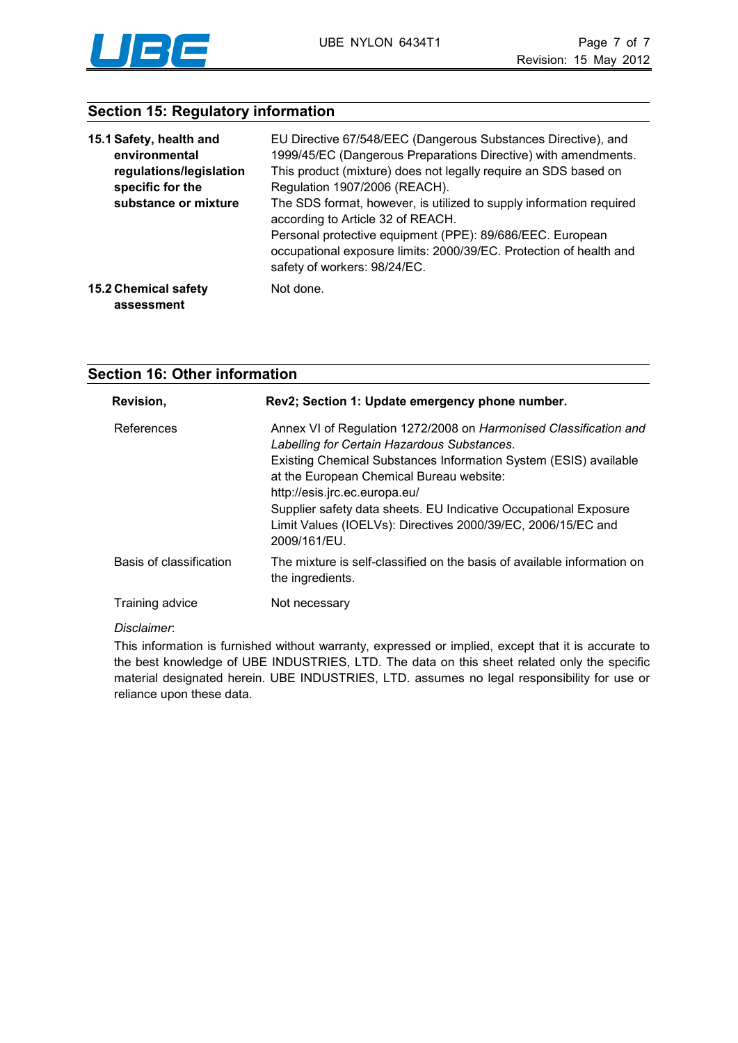## Section 15: Regulatory information

**15.1 Safety, health and environmental regulations/legislation specific for the substance or mixture**

EU Directive 67/548/EEC (Dangerous Substances Directive), and 1999/45/EC (Dangerous Preparations Directive) with amendments. This product (mixture) does not legally require an SDS based on Regulation 1907/2006 (REACH).
The SDS format, however, is utilized to supply information required according to Article 32 of REACH.
Personal protective equipment (PPE): 89/686/EEC. European occupational exposure limits: 2000/39/EC. Protection of health and safety of workers: 98/24/EC.

**15.2 Chemical safety assessment**

Not done.

## Section 16: Other information

**Revision,** **Rev2; Section 1: Update emergency phone number.**

References: Annex VI of Regulation 1272/2008 on *Harmonised Classification and Labelling for Certain Hazardous Substances*.
Existing Chemical Substances Information System (ESIS) available at the European Chemical Bureau website:
http://esis.jrc.ec.europa.eu/
Supplier safety data sheets. EU Indicative Occupational Exposure Limit Values (IOELVs): Directives 2000/39/EC, 2006/15/EC and 2009/161/EU.

Basis of classification: The mixture is self-classified on the basis of available information on the ingredients.

Training advice: Not necessary

*Disclaimer*:

This information is furnished without warranty, expressed or implied, except that it is accurate to the best knowledge of UBE INDUSTRIES, LTD. The data on this sheet related only the specific material designated herein. UBE INDUSTRIES, LTD. assumes no legal responsibility for use or reliance upon these data.